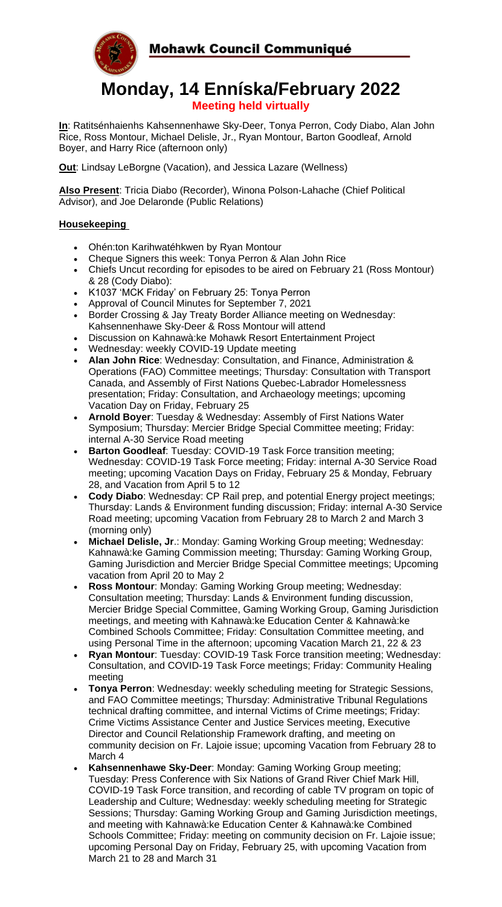# Mohawk Council Communiqué

# Monday, 14 Enníska/February 2022

**Meeting held virtually**

**In**: Ratitsénhaienhs Kahsennenhawe Sky-Deer, Tonya Perron, Cody Diabo, Alan John Rice, Ross Montour, Michael Delisle, Jr., Ryan Montour, Barton Goodleaf, Arnold Boyer, and Harry Rice (afternoon only)

**Out**: Lindsay LeBorgne (Vacation), and Jessica Lazare (Wellness)

**Also Present**: Tricia Diabo (Recorder), Winona Polson-Lahache (Chief Political Advisor), and Joe Delaronde (Public Relations)

## Housekeeping

- Ohén:ton Karihwatéhkwen by Ryan Montour
- Cheque Signers this week: Tonya Perron & Alan John Rice
- Chiefs Uncut recording for episodes to be aired on February 21 (Ross Montour) & 28 (Cody Diabo):
- K1037 'MCK Friday' on February 25: Tonya Perron
- Approval of Council Minutes for September 7, 2021
- Border Crossing & Jay Treaty Border Alliance meeting on Wednesday: Kahsennenhawe Sky-Deer & Ross Montour will attend
- Discussion on Kahnawà:ke Mohawk Resort Entertainment Project
- Wednesday: weekly COVID-19 Update meeting
- **Alan John Rice**: Wednesday: Consultation, and Finance, Administration & Operations (FAO) Committee meetings; Thursday: Consultation with Transport Canada, and Assembly of First Nations Quebec-Labrador Homelessness presentation; Friday: Consultation, and Archaeology meetings; upcoming Vacation Day on Friday, February 25
- **Arnold Boyer**: Tuesday & Wednesday: Assembly of First Nations Water Symposium; Thursday: Mercier Bridge Special Committee meeting; Friday: internal A-30 Service Road meeting
- **Barton Goodleaf**: Tuesday: COVID-19 Task Force transition meeting; Wednesday: COVID-19 Task Force meeting; Friday: internal A-30 Service Road meeting; upcoming Vacation Days on Friday, February 25 & Monday, February 28, and Vacation from April 5 to 12
- **Cody Diabo**: Wednesday: CP Rail prep, and potential Energy project meetings; Thursday: Lands & Environment funding discussion; Friday: internal A-30 Service Road meeting; upcoming Vacation from February 28 to March 2 and March 3 (morning only)
- **Michael Delisle, Jr**.: Monday: Gaming Working Group meeting; Wednesday: Kahnawà:ke Gaming Commission meeting; Thursday: Gaming Working Group, Gaming Jurisdiction and Mercier Bridge Special Committee meetings; Upcoming vacation from April 20 to May 2
- **Ross Montour**: Monday: Gaming Working Group meeting; Wednesday: Consultation meeting; Thursday: Lands & Environment funding discussion, Mercier Bridge Special Committee, Gaming Working Group, Gaming Jurisdiction meetings, and meeting with Kahnawà:ke Education Center & Kahnawà:ke Combined Schools Committee; Friday: Consultation Committee meeting, and using Personal Time in the afternoon; upcoming Vacation March 21, 22 & 23
- **Ryan Montour**: Tuesday: COVID-19 Task Force transition meeting; Wednesday: Consultation, and COVID-19 Task Force meetings; Friday: Community Healing meeting
- **Tonya Perron**: Wednesday: weekly scheduling meeting for Strategic Sessions, and FAO Committee meetings; Thursday: Administrative Tribunal Regulations technical drafting committee, and internal Victims of Crime meetings; Friday: Crime Victims Assistance Center and Justice Services meeting, Executive Director and Council Relationship Framework drafting, and meeting on community decision on Fr. Lajoie issue; upcoming Vacation from February 28 to March 4
- **Kahsennenhawe Sky-Deer**: Monday: Gaming Working Group meeting; Tuesday: Press Conference with Six Nations of Grand River Chief Mark Hill, COVID-19 Task Force transition, and recording of cable TV program on topic of Leadership and Culture; Wednesday: weekly scheduling meeting for Strategic Sessions; Thursday: Gaming Working Group and Gaming Jurisdiction meetings, and meeting with Kahnawà:ke Education Center & Kahnawà:ke Combined Schools Committee; Friday: meeting on community decision on Fr. Lajoie issue; upcoming Personal Day on Friday, February 25, with upcoming Vacation from March 21 to 28 and March 31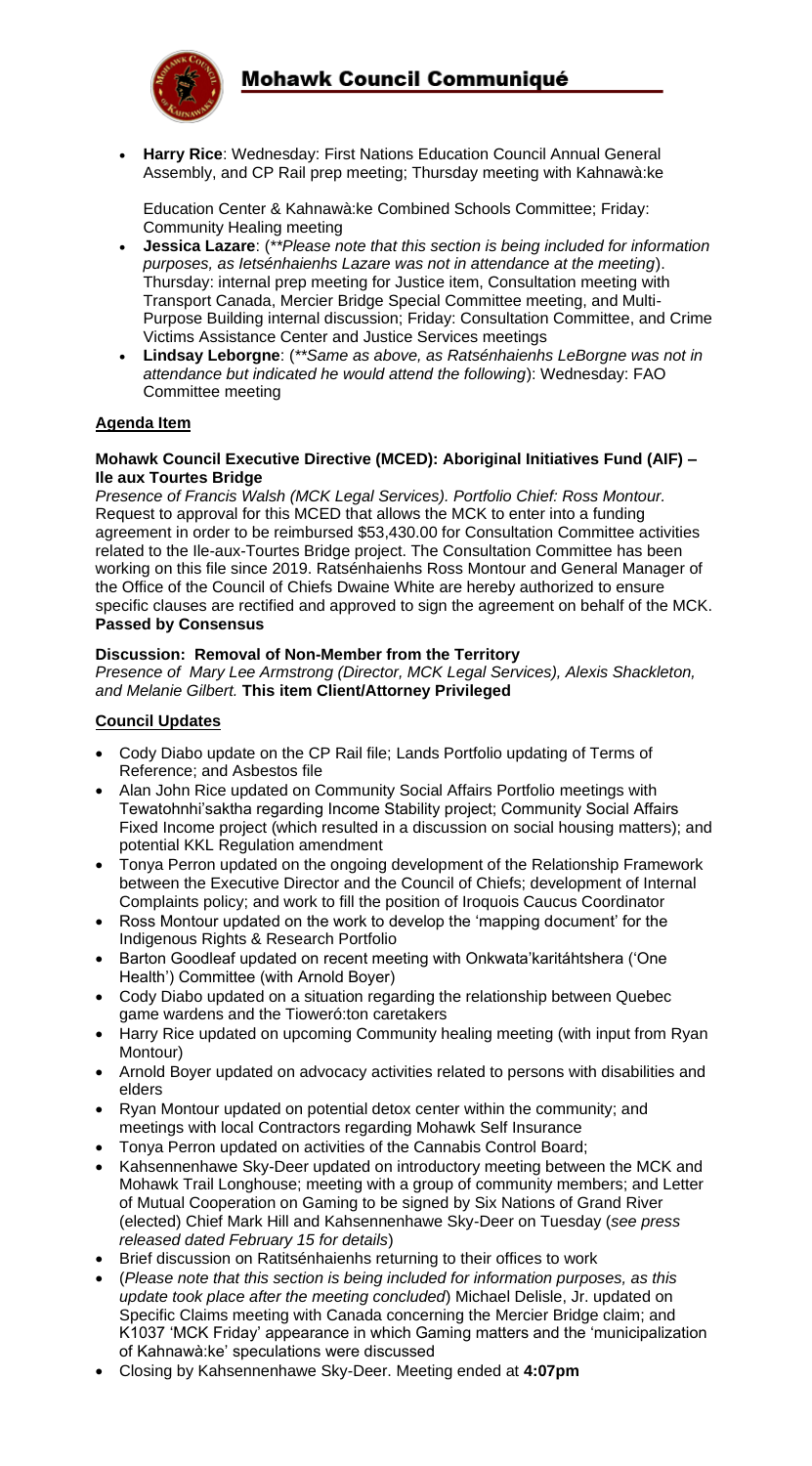- **Harry Rice**: Wednesday: First Nations Education Council Annual General Assembly, and CP Rail prep meeting; Thursday meeting with Kahnawà:ke

  Education Center & Kahnawà:ke Combined Schools Committee; Friday: Community Healing meeting
- **Jessica Lazare**: (*\*\*Please note that this section is being included for information purposes, as Ietsénhaienhs Lazare was not in attendance at the meeting*). Thursday: internal prep meeting for Justice item, Consultation meeting with Transport Canada, Mercier Bridge Special Committee meeting, and Multi-Purpose Building internal discussion; Friday: Consultation Committee, and Crime Victims Assistance Center and Justice Services meetings
- **Lindsay Leborgne**: (*\*\*Same as above, as Ratsénhaienhs LeBorgne was not in attendance but indicated he would attend the following*): Wednesday: FAO Committee meeting

## Agenda Item

**Mohawk Council Executive Directive (MCED): Aboriginal Initiatives Fund (AIF) – Ile aux Tourtes Bridge**

*Presence of Francis Walsh (MCK Legal Services). Portfolio Chief: Ross Montour.* Request to approval for this MCED that allows the MCK to enter into a funding agreement in order to be reimbursed $53,430.00 for Consultation Committee activities related to the Ile-aux-Tourtes Bridge project. The Consultation Committee has been working on this file since 2019. Ratsénhaienhs Ross Montour and General Manager of the Office of the Council of Chiefs Dwaine White are hereby authorized to ensure specific clauses are rectified and approved to sign the agreement on behalf of the MCK. **Passed by Consensus**

**Discussion: Removal of Non-Member from the Territory**

*Presence of Mary Lee Armstrong (Director, MCK Legal Services), Alexis Shackleton, and Melanie Gilbert.* **This item Client/Attorney Privileged**

## Council Updates

- Cody Diabo update on the CP Rail file; Lands Portfolio updating of Terms of Reference; and Asbestos file
- Alan John Rice updated on Community Social Affairs Portfolio meetings with Tewatohnhi'saktha regarding Income Stability project; Community Social Affairs Fixed Income project (which resulted in a discussion on social housing matters); and potential KKL Regulation amendment
- Tonya Perron updated on the ongoing development of the Relationship Framework between the Executive Director and the Council of Chiefs; development of Internal Complaints policy; and work to fill the position of Iroquois Caucus Coordinator
- Ross Montour updated on the work to develop the 'mapping document' for the Indigenous Rights & Research Portfolio
- Barton Goodleaf updated on recent meeting with Onkwata'karitáhtshera ('One Health') Committee (with Arnold Boyer)
- Cody Diabo updated on a situation regarding the relationship between Quebec game wardens and the Tioweró:ton caretakers
- Harry Rice updated on upcoming Community healing meeting (with input from Ryan Montour)
- Arnold Boyer updated on advocacy activities related to persons with disabilities and elders
- Ryan Montour updated on potential detox center within the community; and meetings with local Contractors regarding Mohawk Self Insurance
- Tonya Perron updated on activities of the Cannabis Control Board;
- Kahsennenhawe Sky-Deer updated on introductory meeting between the MCK and Mohawk Trail Longhouse; meeting with a group of community members; and Letter of Mutual Cooperation on Gaming to be signed by Six Nations of Grand River (elected) Chief Mark Hill and Kahsennenhawe Sky-Deer on Tuesday (*see press released dated February 15 for details*)
- Brief discussion on Ratitsénhaienhs returning to their offices to work
- (*Please note that this section is being included for information purposes, as this update took place after the meeting concluded*) Michael Delisle, Jr. updated on Specific Claims meeting with Canada concerning the Mercier Bridge claim; and K1037 'MCK Friday' appearance in which Gaming matters and the 'municipalization of Kahnawà:ke' speculations were discussed
- Closing by Kahsennenhawe Sky-Deer. Meeting ended at **4:07pm**